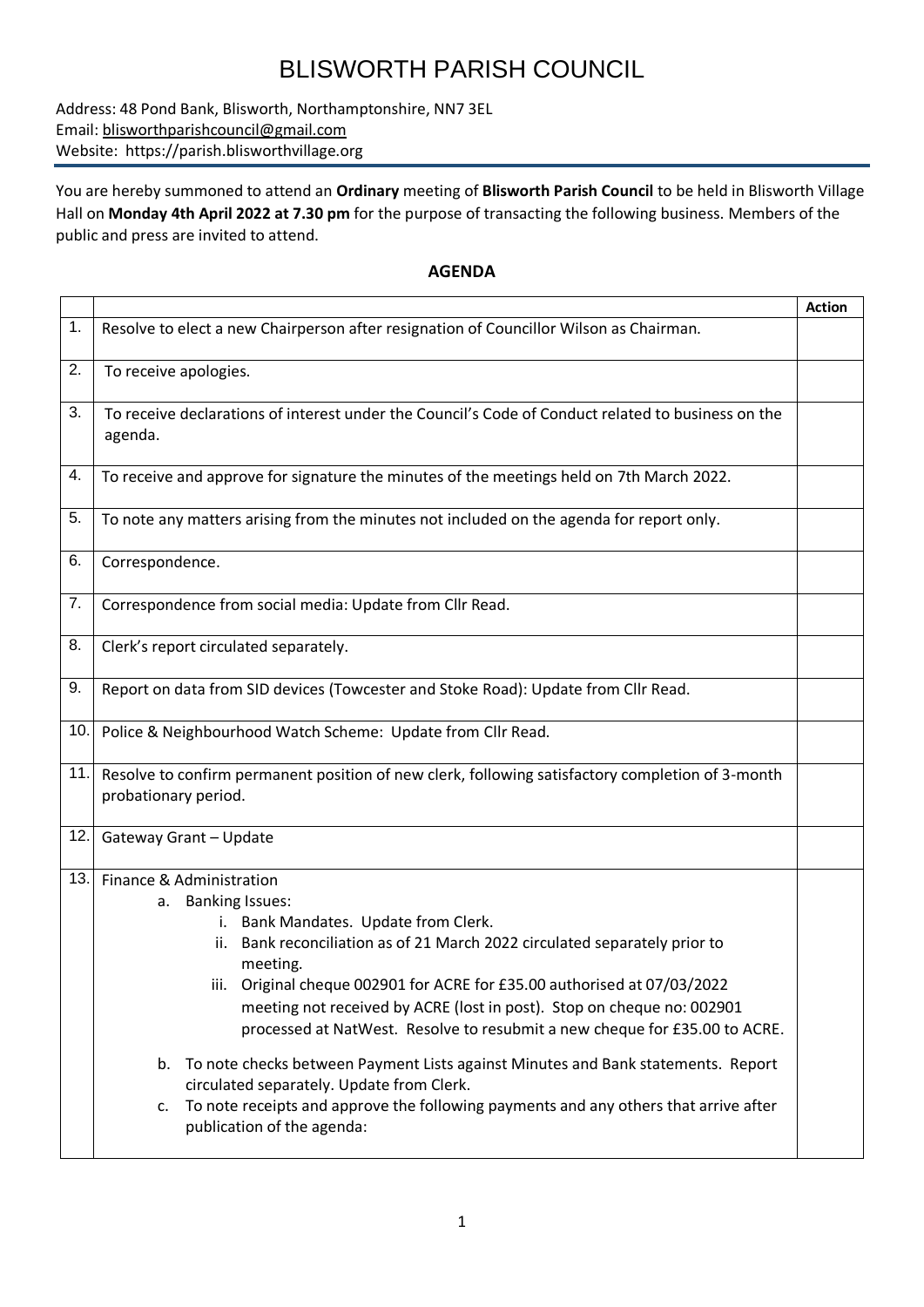# BLISWORTH PARISH COUNCIL

Address: 48 Pond Bank, Blisworth, Northamptonshire, NN7 3EL
Email: blisworthparishcouncil@gmail.com
Website: https://parish.blisworthvillage.org

You are hereby summoned to attend an **Ordinary** meeting of **Blisworth Parish Council** to be held in Blisworth Village Hall on **Monday 4th April 2022 at 7.30 pm** for the purpose of transacting the following business. Members of the public and press are invited to attend.

## AGENDA

| | | **Action** |
|---|---|---|
| 1. | Resolve to elect a new Chairperson after resignation of Councillor Wilson as Chairman. | |
| 2. | To receive apologies. | |
| 3. | To receive declarations of interest under the Council's Code of Conduct related to business on the agenda. | |
| 4. | To receive and approve for signature the minutes of the meetings held on 7th March 2022. | |
| 5. | To note any matters arising from the minutes not included on the agenda for report only. | |
| 6. | Correspondence. | |
| 7. | Correspondence from social media: Update from Cllr Read. | |
| 8. | Clerk's report circulated separately. | |
| 9. | Report on data from SID devices (Towcester and Stoke Road): Update from Cllr Read. | |
| 10. | Police & Neighbourhood Watch Scheme: Update from Cllr Read. | |
| 11. | Resolve to confirm permanent position of new clerk, following satisfactory completion of 3-month probationary period. | |
| 12. | Gateway Grant – Update | |
| 13. | Finance & Administration<br>a. Banking Issues:<br>i. Bank Mandates. Update from Clerk.<br>ii. Bank reconciliation as of 21 March 2022 circulated separately prior to meeting.<br>iii. Original cheque 002901 for ACRE for £35.00 authorised at 07/03/2022 meeting not received by ACRE (lost in post). Stop on cheque no: 002901 processed at NatWest. Resolve to resubmit a new cheque for £35.00 to ACRE.<br>b. To note checks between Payment Lists against Minutes and Bank statements. Report circulated separately. Update from Clerk.<br>c. To note receipts and approve the following payments and any others that arrive after publication of the agenda: | |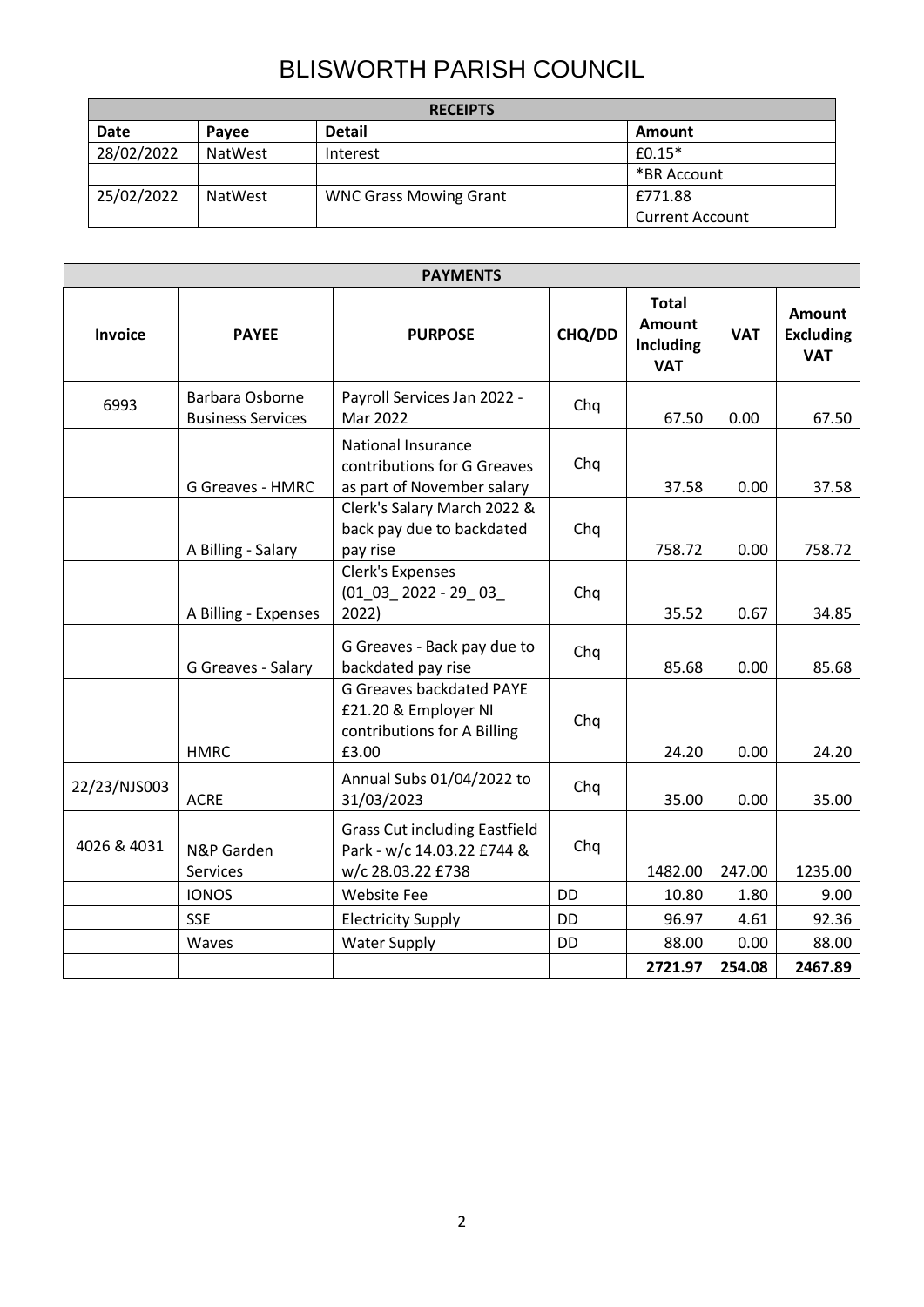# BLISWORTH PARISH COUNCIL

| RECEIPTS | | | |
|---|---|---|---|
| **Date** | **Payee** | **Detail** | **Amount** |
| 28/02/2022 | NatWest | Interest | £0.15* |
| | | | *BR Account |
| 25/02/2022 | NatWest | WNC Grass Mowing Grant | £771.88<br>Current Account |

| PAYMENTS | | | | | | |
|---|---|---|---|---|---|---|
| **Invoice** | **PAYEE** | **PURPOSE** | **CHQ/DD** | **Total Amount Including VAT** | **VAT** | **Amount Excluding VAT** |
| 6993 | Barbara Osborne Business Services | Payroll Services Jan 2022 - Mar 2022 | Chq | 67.50 | 0.00 | 67.50 |
| | G Greaves - HMRC | National Insurance contributions for G Greaves as part of November salary | Chq | 37.58 | 0.00 | 37.58 |
| | A Billing - Salary | Clerk's Salary March 2022 & back pay due to backdated pay rise | Chq | 758.72 | 0.00 | 758.72 |
| | A Billing - Expenses | Clerk's Expenses (01_03_ 2022 - 29_ 03_ 2022) | Chq | 35.52 | 0.67 | 34.85 |
| | G Greaves - Salary | G Greaves - Back pay due to backdated pay rise | Chq | 85.68 | 0.00 | 85.68 |
| | HMRC | G Greaves backdated PAYE £21.20 & Employer NI contributions for A Billing £3.00 | Chq | 24.20 | 0.00 | 24.20 |
| 22/23/NJS003 | ACRE | Annual Subs 01/04/2022 to 31/03/2023 | Chq | 35.00 | 0.00 | 35.00 |
| 4026 & 4031 | N&P Garden Services | Grass Cut including Eastfield Park - w/c 14.03.22 £744 & w/c 28.03.22 £738 | Chq | 1482.00 | 247.00 | 1235.00 |
| | IONOS | Website Fee | DD | 10.80 | 1.80 | 9.00 |
| | SSE | Electricity Supply | DD | 96.97 | 4.61 | 92.36 |
| | Waves | Water Supply | DD | 88.00 | 0.00 | 88.00 |
| | | | | **2721.97** | **254.08** | **2467.89** |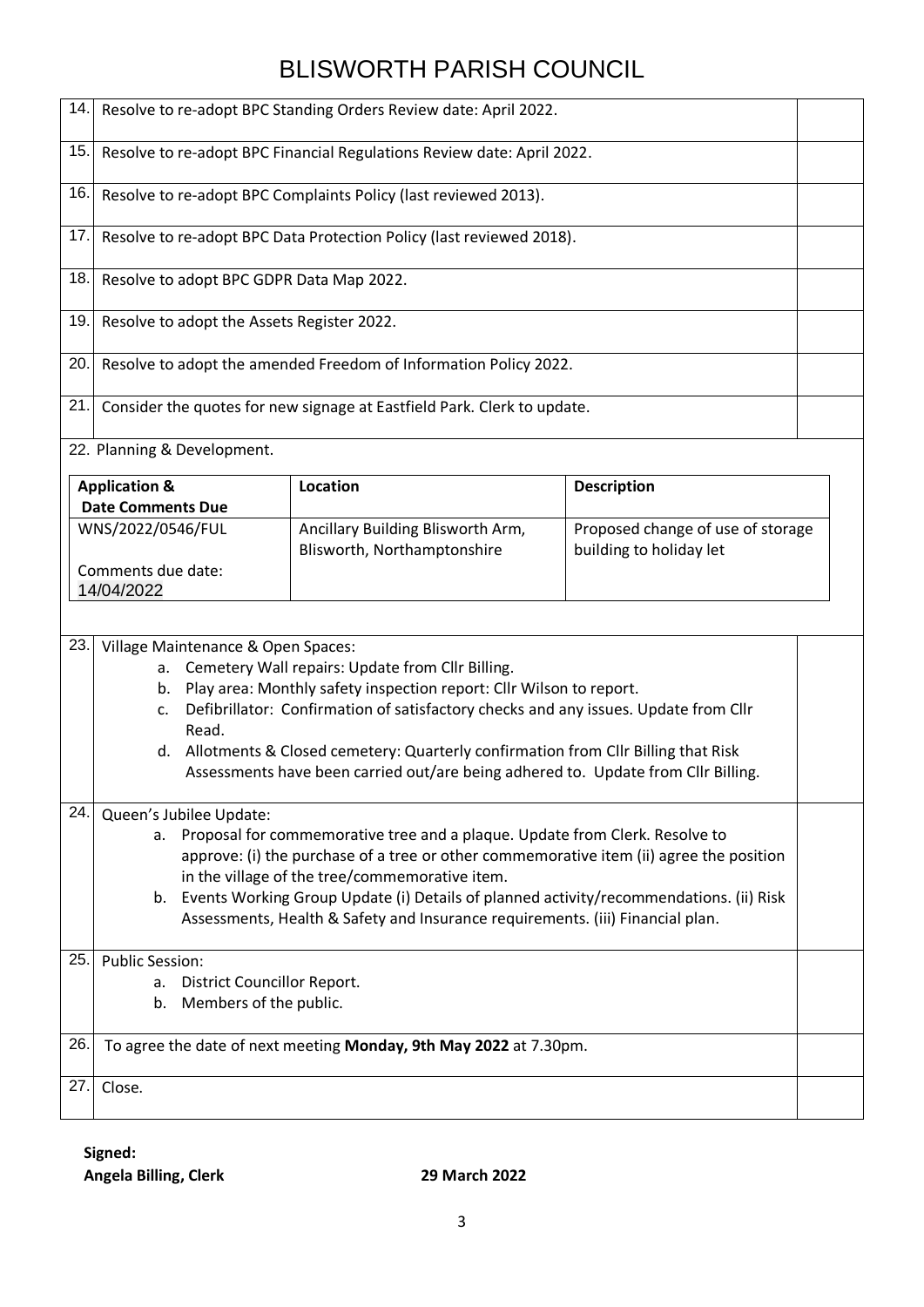# BLISWORTH PARISH COUNCIL

| | | |
|---|---|---|
| 14. | Resolve to re-adopt BPC Standing Orders Review date: April 2022. | |
| 15. | Resolve to re-adopt BPC Financial Regulations Review date: April 2022. | |
| 16. | Resolve to re-adopt BPC Complaints Policy (last reviewed 2013). | |
| 17. | Resolve to re-adopt BPC Data Protection Policy (last reviewed 2018). | |
| 18. | Resolve to adopt BPC GDPR Data Map 2022. | |
| 19. | Resolve to adopt the Assets Register 2022. | |
| 20. | Resolve to adopt the amended Freedom of Information Policy 2022. | |
| 21. | Consider the quotes for new signage at Eastfield Park. Clerk to update. | |

22. Planning & Development.

| Application & Date Comments Due | Location | Description |
|---|---|---|
| WNS/2022/0546/FUL<br><br>Comments due date: 14/04/2022 | Ancillary Building Blisworth Arm, Blisworth, Northamptonshire | Proposed change of use of storage building to holiday let |

| | | |
|---|---|---|
| 23. | Village Maintenance & Open Spaces:<br>a. Cemetery Wall repairs: Update from Cllr Billing.<br>b. Play area: Monthly safety inspection report: Cllr Wilson to report.<br>c. Defibrillator: Confirmation of satisfactory checks and any issues. Update from Cllr Read.<br>d. Allotments & Closed cemetery: Quarterly confirmation from Cllr Billing that Risk Assessments have been carried out/are being adhered to. Update from Cllr Billing. | |
| 24. | Queen's Jubilee Update:<br>a. Proposal for commemorative tree and a plaque. Update from Clerk. Resolve to approve: (i) the purchase of a tree or other commemorative item (ii) agree the position in the village of the tree/commemorative item.<br>b. Events Working Group Update (i) Details of planned activity/recommendations. (ii) Risk Assessments, Health & Safety and Insurance requirements. (iii) Financial plan. | |
| 25. | Public Session:<br>a. District Councillor Report.<br>b. Members of the public. | |
| 26. | To agree the date of next meeting **Monday, 9th May 2022** at 7.30pm. | |
| 27. | Close. | |

**Signed:**
**Angela Billing, Clerk** **29 March 2022**